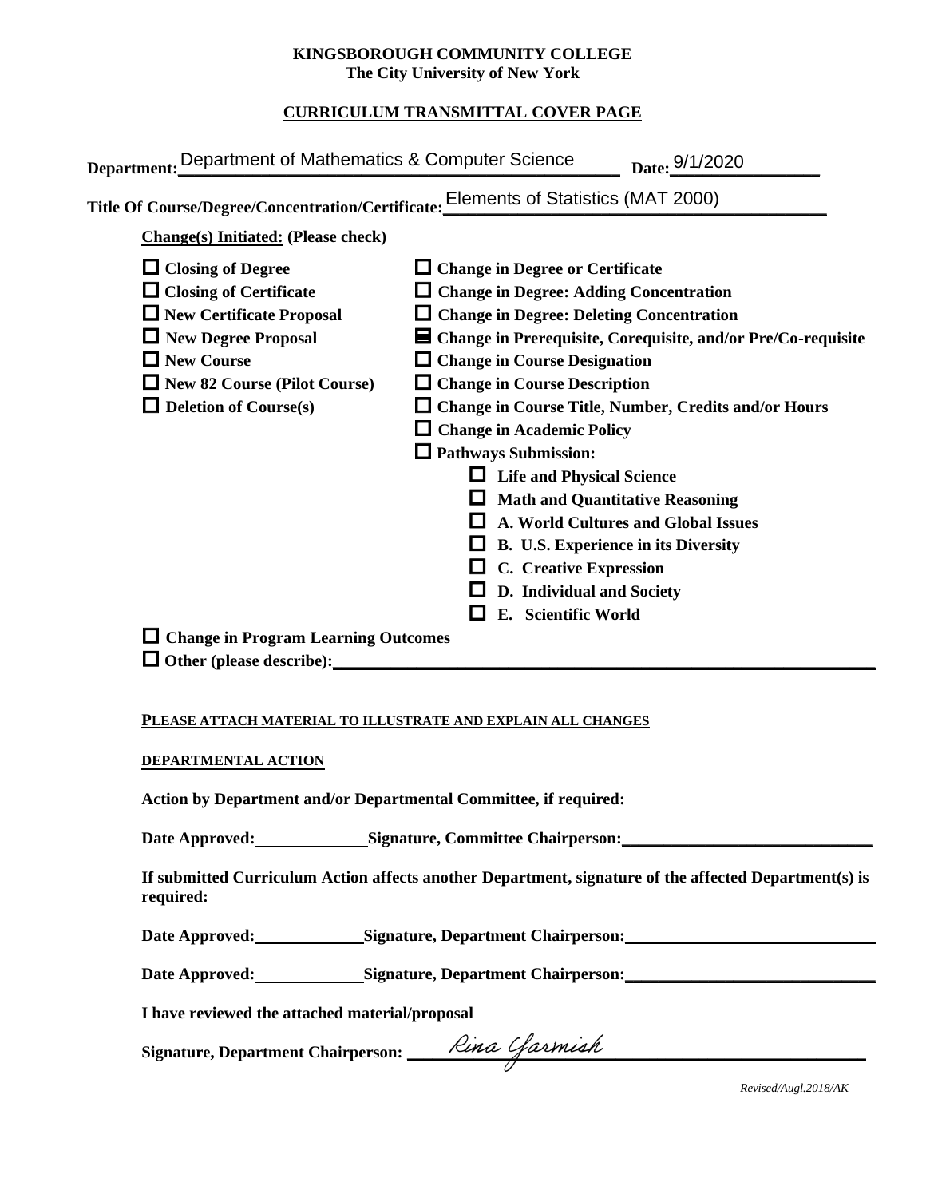**KINGSBOROUGH COMMUNITY COLLEGE**
**The City University of New York**

**CURRICULUM TRANSMITTAL COVER PAGE**

**Department:** Department of Mathematics & Computer Science **Date:** 9/1/2020

**Title Of Course/Degree/Concentration/Certificate:** Elements of Statistics (MAT 2000)

**Change(s) Initiated: (Please check)**

- ☐ **Closing of Degree**
- ☐ **Closing of Certificate**
- ☐ **New Certificate Proposal**
- ☐ **New Degree Proposal**
- ☐ **New Course**
- ☐ **New 82 Course (Pilot Course)**
- ☐ **Deletion of Course(s)**
- ☐ **Change in Degree or Certificate**
- ☐ **Change in Degree: Adding Concentration**
- ☐ **Change in Degree: Deleting Concentration**
- ☒ **Change in Prerequisite, Corequisite, and/or Pre/Co-requisite**
- ☐ **Change in Course Designation**
- ☐ **Change in Course Description**
- ☐ **Change in Course Title, Number, Credits and/or Hours**
- ☐ **Change in Academic Policy**
- ☐ **Pathways Submission:**
  - ☐ **Life and Physical Science**
  - ☐ **Math and Quantitative Reasoning**
  - ☐ **A. World Cultures and Global Issues**
  - ☐ **B. U.S. Experience in its Diversity**
  - ☐ **C. Creative Expression**
  - ☐ **D. Individual and Society**
  - ☐ **E. Scientific World**
- ☐ **Change in Program Learning Outcomes**
- ☐ **Other (please describe):** ____________________

**PLEASE ATTACH MATERIAL TO ILLUSTRATE AND EXPLAIN ALL CHANGES**

**DEPARTMENTAL ACTION**

**Action by Department and/or Departmental Committee, if required:**

**Date Approved:** __________ **Signature, Committee Chairperson:** ____________________

**If submitted Curriculum Action affects another Department, signature of the affected Department(s) is required:**

**Date Approved:** __________ **Signature, Department Chairperson:** ____________________

**Date Approved:** __________ **Signature, Department Chairperson:** ____________________

**I have reviewed the attached material/proposal**

**Signature, Department Chairperson:** Rina Yarmish

*Revised/Augl.2018/AK*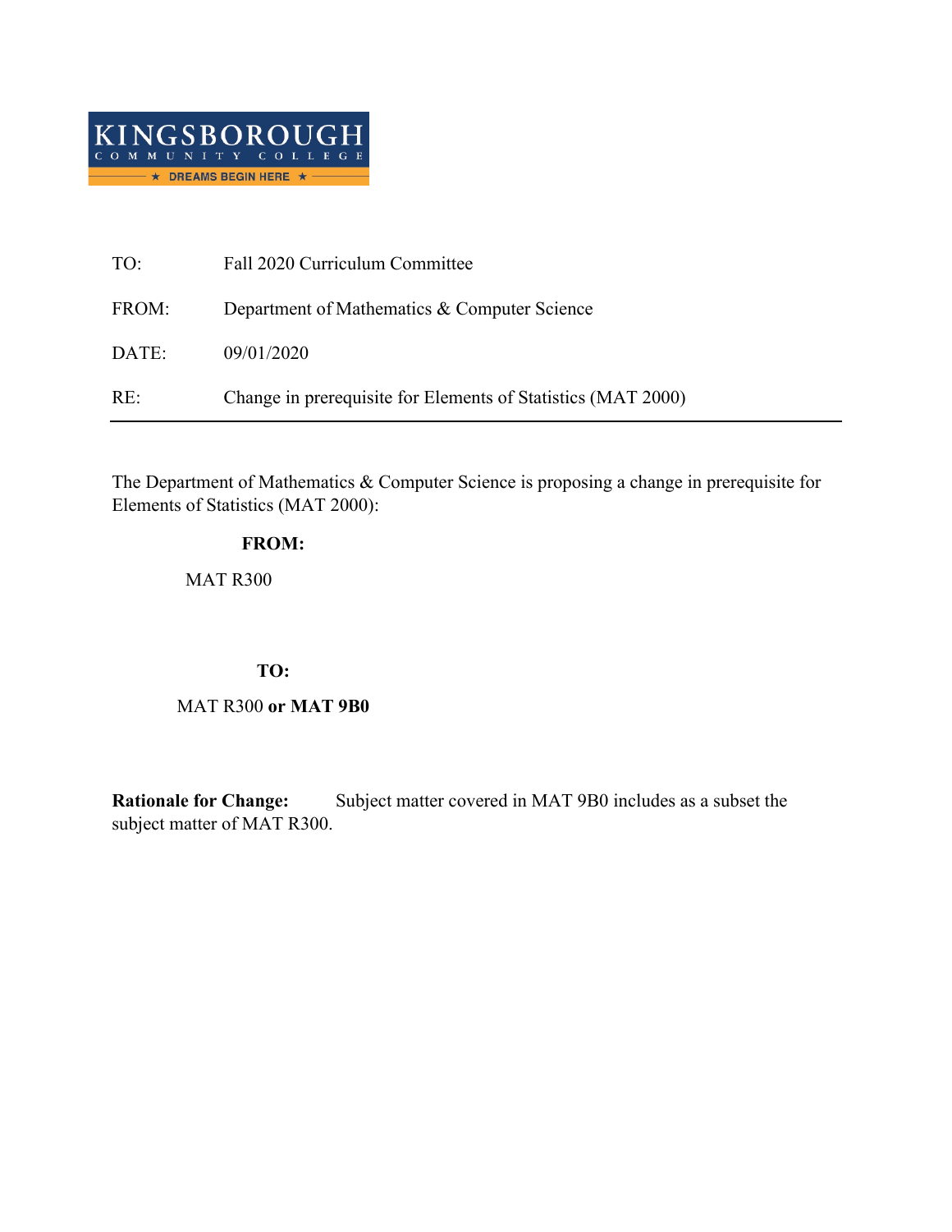KINGSBOROUGH COMMUNITY COLLEGE
★ DREAMS BEGIN HERE ★

TO: Fall 2020 Curriculum Committee

FROM: Department of Mathematics & Computer Science

DATE: 09/01/2020

RE: Change in prerequisite for Elements of Statistics (MAT 2000)

---

The Department of Mathematics & Computer Science is proposing a change in prerequisite for Elements of Statistics (MAT 2000):

**FROM:**

MAT R300

**TO:**

MAT R300 **or MAT 9B0**

**Rationale for Change:** Subject matter covered in MAT 9B0 includes as a subset the subject matter of MAT R300.